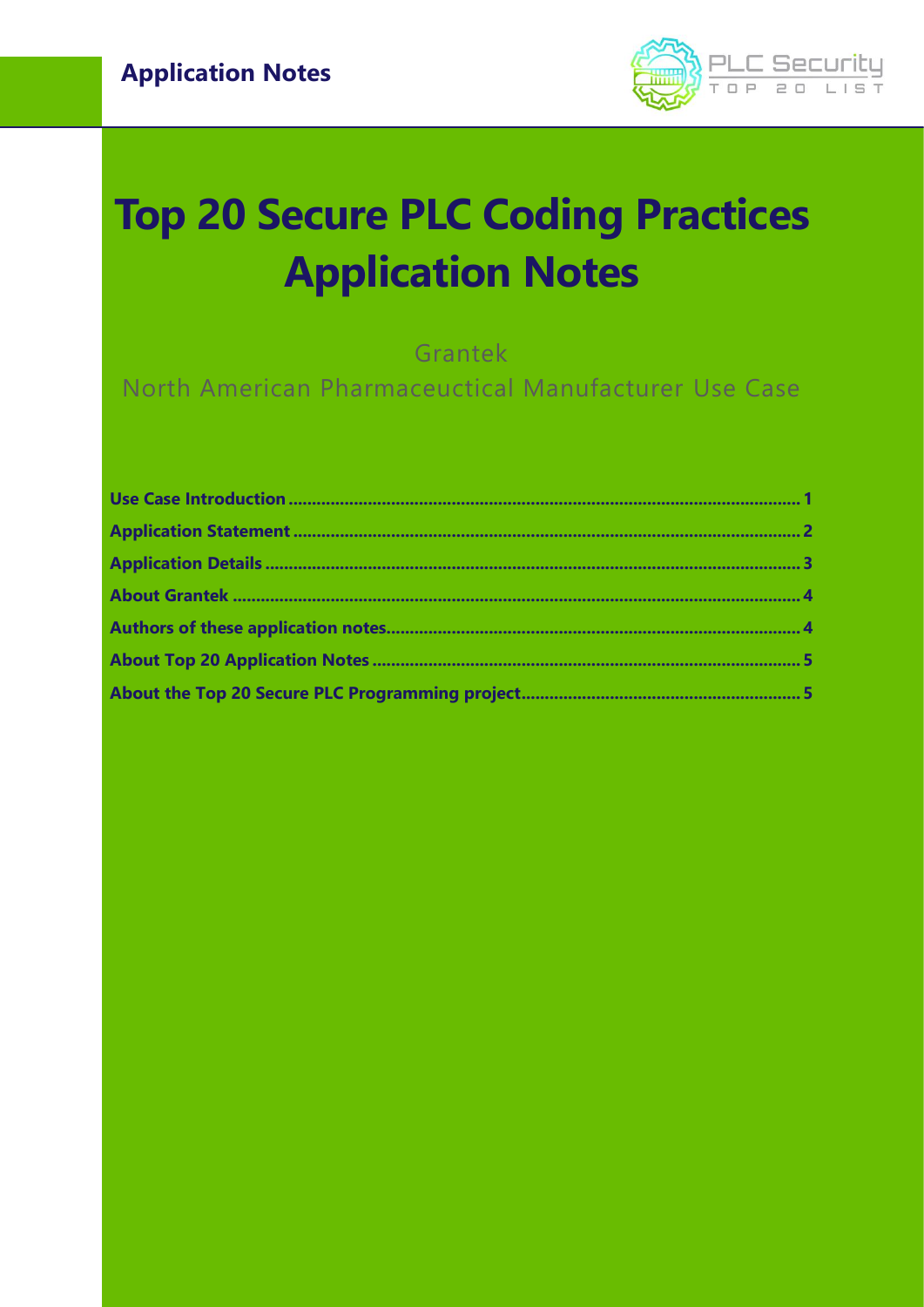Application Notes

# Top 20 Secure PLC Coding Practices Application Notes

Grantek

North American Pharmaceuctical Manufacturer Use Case

**Use Case Introduction** ............................................................ 1
**Application Statement** ............................................................ 2
**Application Details** ............................................................ 3
**About Grantek** ............................................................ 4
**Authors of these application notes** ............................................................ 4
**About Top 20 Application Notes** ............................................................ 5
**About the Top 20 Secure PLC Programming project** ............................................................ 5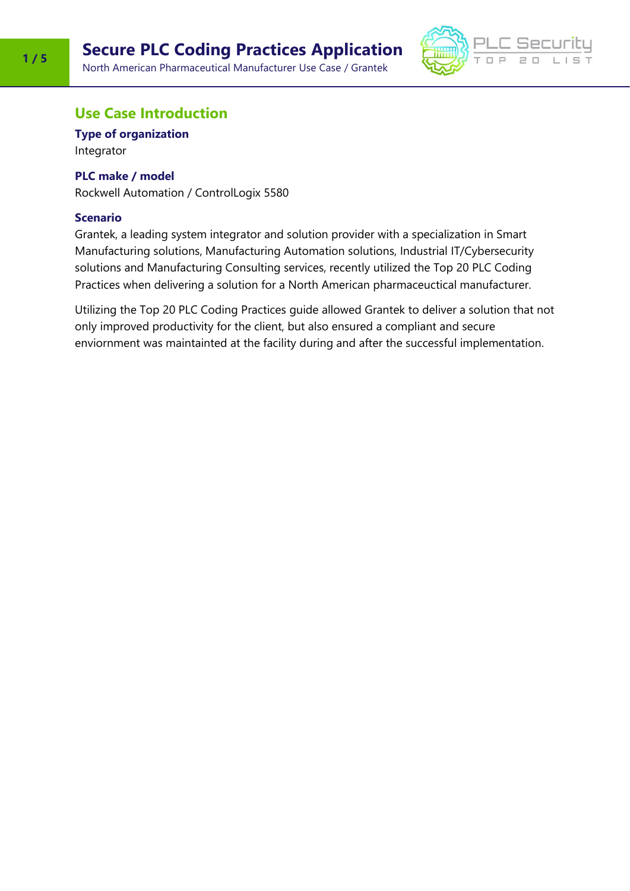## Use Case Introduction

### Type of organization

Integrator

### PLC make / model

Rockwell Automation / ControlLogix 5580

### Scenario

Grantek, a leading system integrator and solution provider with a specialization in Smart Manufacturing solutions, Manufacturing Automation solutions, Industrial IT/Cybersecurity solutions and Manufacturing Consulting services, recently utilized the Top 20 PLC Coding Practices when delivering a solution for a North American pharmaceuctical manufacturer.

Utilizing the Top 20 PLC Coding Practices guide allowed Grantek to deliver a solution that not only improved productivity for the client, but also ensured a compliant and secure enviornment was maintainted at the facility during and after the successful implementation.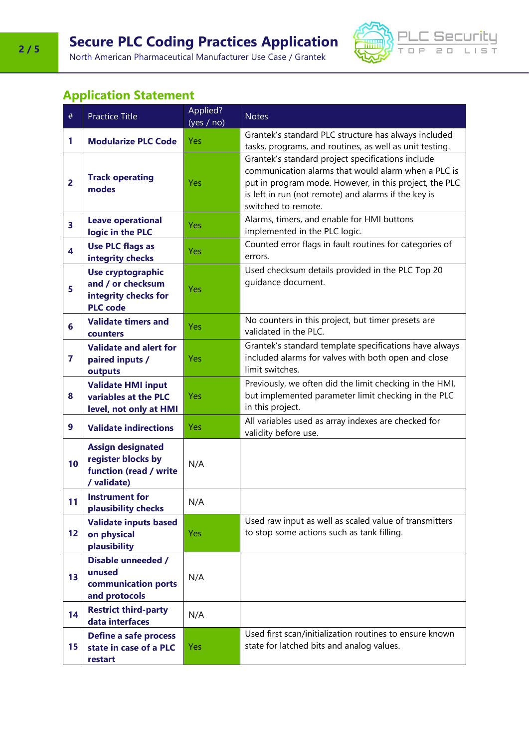## Application Statement

| # | Practice Title | Applied? (yes / no) | Notes |
|---|---|---|---|
| 1 | **Modularize PLC Code** | Yes | Grantek's standard PLC structure has always included tasks, programs, and routines, as well as unit testing. |
| 2 | **Track operating modes** | Yes | Grantek's standard project specifications include communication alarms that would alarm when a PLC is put in program mode. However, in this project, the PLC is left in run (not remote) and alarms if the key is switched to remote. |
| 3 | **Leave operational logic in the PLC** | Yes | Alarms, timers, and enable for HMI buttons implemented in the PLC logic. |
| 4 | **Use PLC flags as integrity checks** | Yes | Counted error flags in fault routines for categories of errors. |
| 5 | **Use cryptographic and / or checksum integrity checks for PLC code** | Yes | Used checksum details provided in the PLC Top 20 guidance document. |
| 6 | **Validate timers and counters** | Yes | No counters in this project, but timer presets are validated in the PLC. |
| 7 | **Validate and alert for paired inputs / outputs** | Yes | Grantek's standard template specifications have always included alarms for valves with both open and close limit switches. |
| 8 | **Validate HMI input variables at the PLC level, not only at HMI** | Yes | Previously, we often did the limit checking in the HMI, but implemented parameter limit checking in the PLC in this project. |
| 9 | **Validate indirections** | Yes | All variables used as array indexes are checked for validity before use. |
| 10 | **Assign designated register blocks by function (read / write / validate)** | N/A | |
| 11 | **Instrument for plausibility checks** | N/A | |
| 12 | **Validate inputs based on physical plausibility** | Yes | Used raw input as well as scaled value of transmitters to stop some actions such as tank filling. |
| 13 | **Disable unneeded / unused communication ports and protocols** | N/A | |
| 14 | **Restrict third-party data interfaces** | N/A | |
| 15 | **Define a safe process state in case of a PLC restart** | Yes | Used first scan/initialization routines to ensure known state for latched bits and analog values. |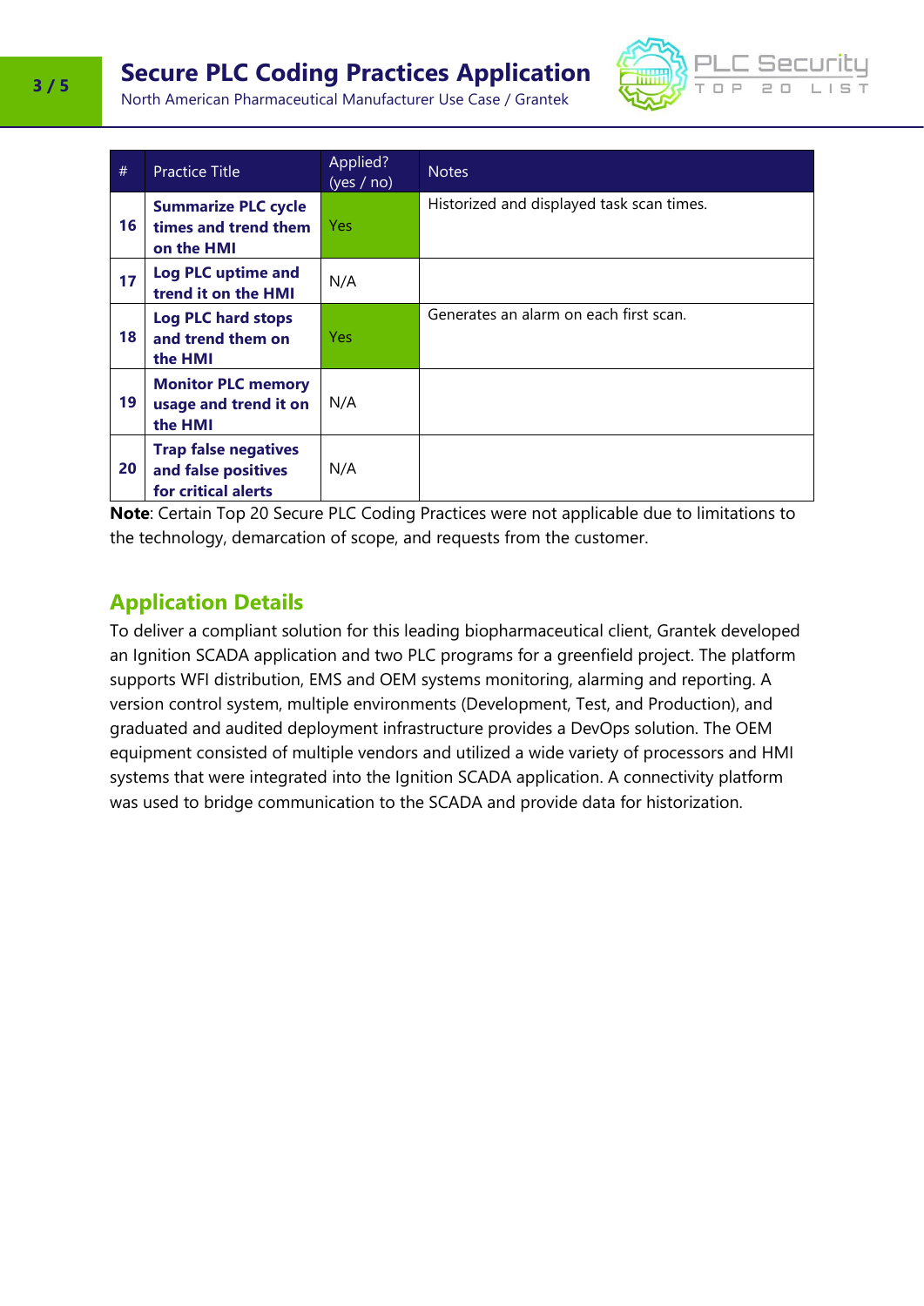| # | Practice Title | Applied? (yes / no) | Notes |
|---|---|---|---|
| 16 | **Summarize PLC cycle times and trend them on the HMI** | Yes | Historized and displayed task scan times. |
| 17 | **Log PLC uptime and trend it on the HMI** | N/A | |
| 18 | **Log PLC hard stops and trend them on the HMI** | Yes | Generates an alarm on each first scan. |
| 19 | **Monitor PLC memory usage and trend it on the HMI** | N/A | |
| 20 | **Trap false negatives and false positives for critical alerts** | N/A | |

**Note**: Certain Top 20 Secure PLC Coding Practices were not applicable due to limitations to the technology, demarcation of scope, and requests from the customer.

## Application Details

To deliver a compliant solution for this leading biopharmaceutical client, Grantek developed an Ignition SCADA application and two PLC programs for a greenfield project. The platform supports WFI distribution, EMS and OEM systems monitoring, alarming and reporting. A version control system, multiple environments (Development, Test, and Production), and graduated and audited deployment infrastructure provides a DevOps solution. The OEM equipment consisted of multiple vendors and utilized a wide variety of processors and HMI systems that were integrated into the Ignition SCADA application. A connectivity platform was used to bridge communication to the SCADA and provide data for historization.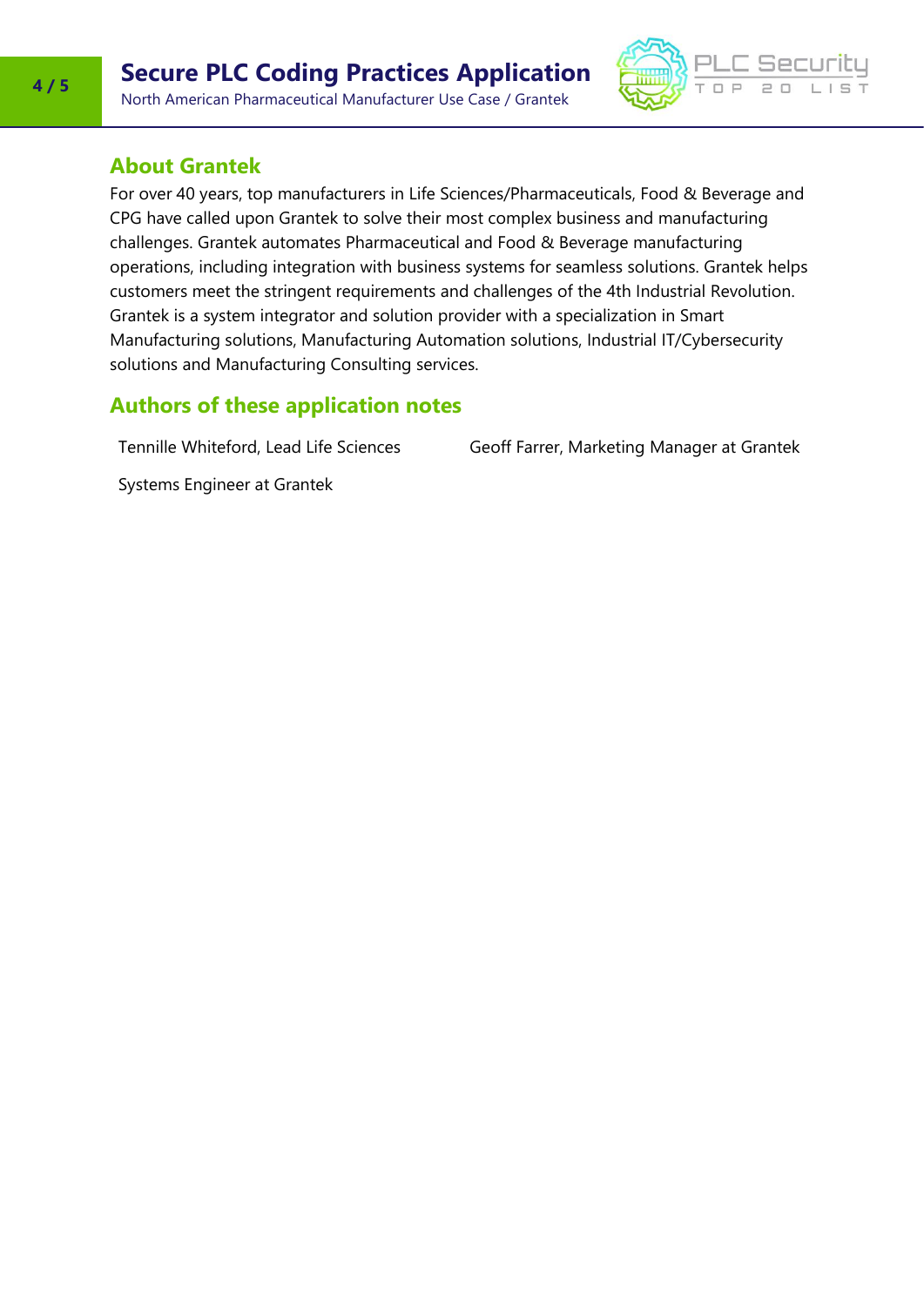## About Grantek

For over 40 years, top manufacturers in Life Sciences/Pharmaceuticals, Food & Beverage and CPG have called upon Grantek to solve their most complex business and manufacturing challenges. Grantek automates Pharmaceutical and Food & Beverage manufacturing operations, including integration with business systems for seamless solutions. Grantek helps customers meet the stringent requirements and challenges of the 4th Industrial Revolution. Grantek is a system integrator and solution provider with a specialization in Smart Manufacturing solutions, Manufacturing Automation solutions, Industrial IT/Cybersecurity solutions and Manufacturing Consulting services.

## Authors of these application notes

Tennille Whiteford, Lead Life Sciences Systems Engineer at Grantek

Geoff Farrer, Marketing Manager at Grantek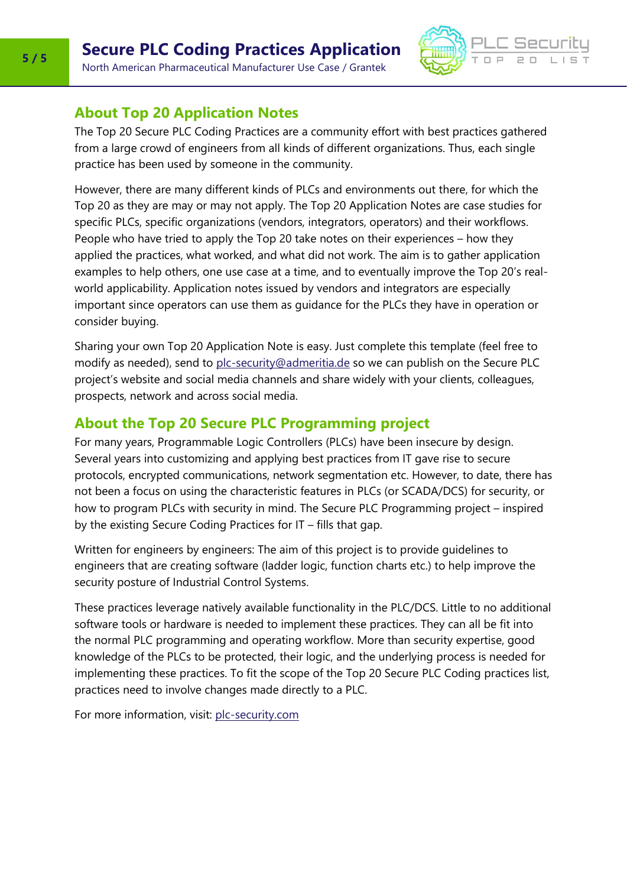## About Top 20 Application Notes

The Top 20 Secure PLC Coding Practices are a community effort with best practices gathered from a large crowd of engineers from all kinds of different organizations. Thus, each single practice has been used by someone in the community.

However, there are many different kinds of PLCs and environments out there, for which the Top 20 as they are may or may not apply. The Top 20 Application Notes are case studies for specific PLCs, specific organizations (vendors, integrators, operators) and their workflows. People who have tried to apply the Top 20 take notes on their experiences – how they applied the practices, what worked, and what did not work. The aim is to gather application examples to help others, one use case at a time, and to eventually improve the Top 20's real-world applicability. Application notes issued by vendors and integrators are especially important since operators can use them as guidance for the PLCs they have in operation or consider buying.

Sharing your own Top 20 Application Note is easy. Just complete this template (feel free to modify as needed), send to plc-security@admeritia.de so we can publish on the Secure PLC project's website and social media channels and share widely with your clients, colleagues, prospects, network and across social media.

## About the Top 20 Secure PLC Programming project

For many years, Programmable Logic Controllers (PLCs) have been insecure by design. Several years into customizing and applying best practices from IT gave rise to secure protocols, encrypted communications, network segmentation etc. However, to date, there has not been a focus on using the characteristic features in PLCs (or SCADA/DCS) for security, or how to program PLCs with security in mind. The Secure PLC Programming project – inspired by the existing Secure Coding Practices for IT – fills that gap.

Written for engineers by engineers: The aim of this project is to provide guidelines to engineers that are creating software (ladder logic, function charts etc.) to help improve the security posture of Industrial Control Systems.

These practices leverage natively available functionality in the PLC/DCS. Little to no additional software tools or hardware is needed to implement these practices. They can all be fit into the normal PLC programming and operating workflow. More than security expertise, good knowledge of the PLCs to be protected, their logic, and the underlying process is needed for implementing these practices. To fit the scope of the Top 20 Secure PLC Coding practices list, practices need to involve changes made directly to a PLC.

For more information, visit: plc-security.com